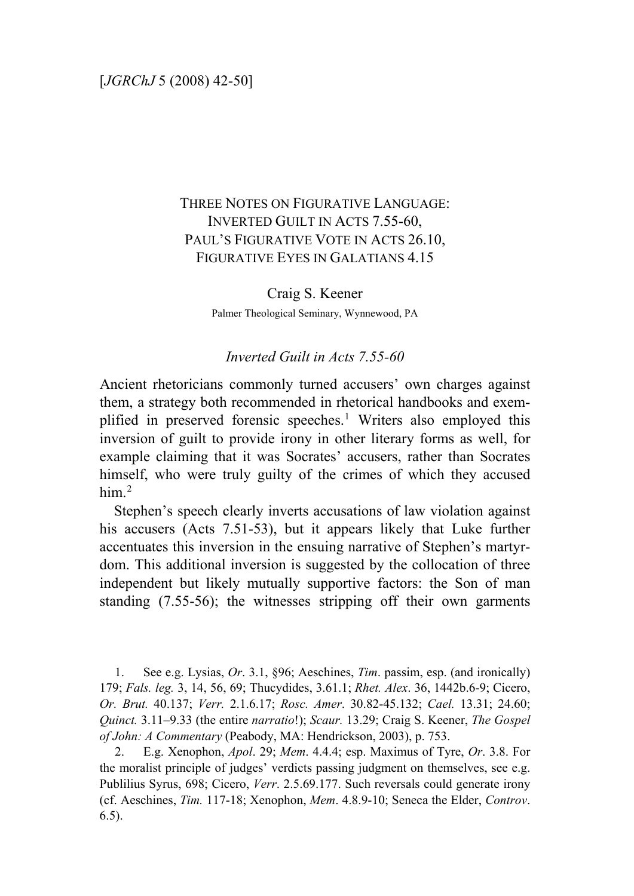# Three Notes on Figurative Language: Inverted Guilt in Acts 7.55-60, Paul's Figurative Vote in Acts 26.10, Figurative Eyes in Galatians 4.15

Craig S. Keener

Palmer Theological Seminary, Wynnewood, PA

## *Inverted Guilt in Acts 7.55-60*

Ancient rhetoricians commonly turned accusers' own charges against them, a strategy both recommended in rhetorical handbooks and exemplified in preserved forensic speeches.[1] Writers also employed this inversion of guilt to provide irony in other literary forms as well, for example claiming that it was Socrates' accusers, rather than Socrates himself, who were truly guilty of the crimes of which they accused him.[2]

Stephen's speech clearly inverts accusations of law violation against his accusers (Acts 7.51-53), but it appears likely that Luke further accentuates this inversion in the ensuing narrative of Stephen's martyrdom. This additional inversion is suggested by the collocation of three independent but likely mutually supportive factors: the Son of man standing (7.55-56); the witnesses stripping off their own garments

1. See e.g. Lysias, *Or*. 3.1, §96; Aeschines, *Tim*. passim, esp. (and ironically) 179; *Fals. leg.* 3, 14, 56, 69; Thucydides, 3.61.1; *Rhet. Alex*. 36, 1442b.6-9; Cicero, *Or. Brut.* 40.137; *Verr.* 2.1.6.17; *Rosc. Amer*. 30.82-45.132; *Cael.* 13.31; 24.60; *Quinct.* 3.11–9.33 (the entire *narratio*!); *Scaur.* 13.29; Craig S. Keener, *The Gospel of John: A Commentary* (Peabody, MA: Hendrickson, 2003), p. 753.

2. E.g. Xenophon, *Apol*. 29; *Mem*. 4.4.4; esp. Maximus of Tyre, *Or*. 3.8. For the moralist principle of judges' verdicts passing judgment on themselves, see e.g. Publilius Syrus, 698; Cicero, *Verr*. 2.5.69.177. Such reversals could generate irony (cf. Aeschines, *Tim.* 117-18; Xenophon, *Mem*. 4.8.9-10; Seneca the Elder, *Controv*. 6.5).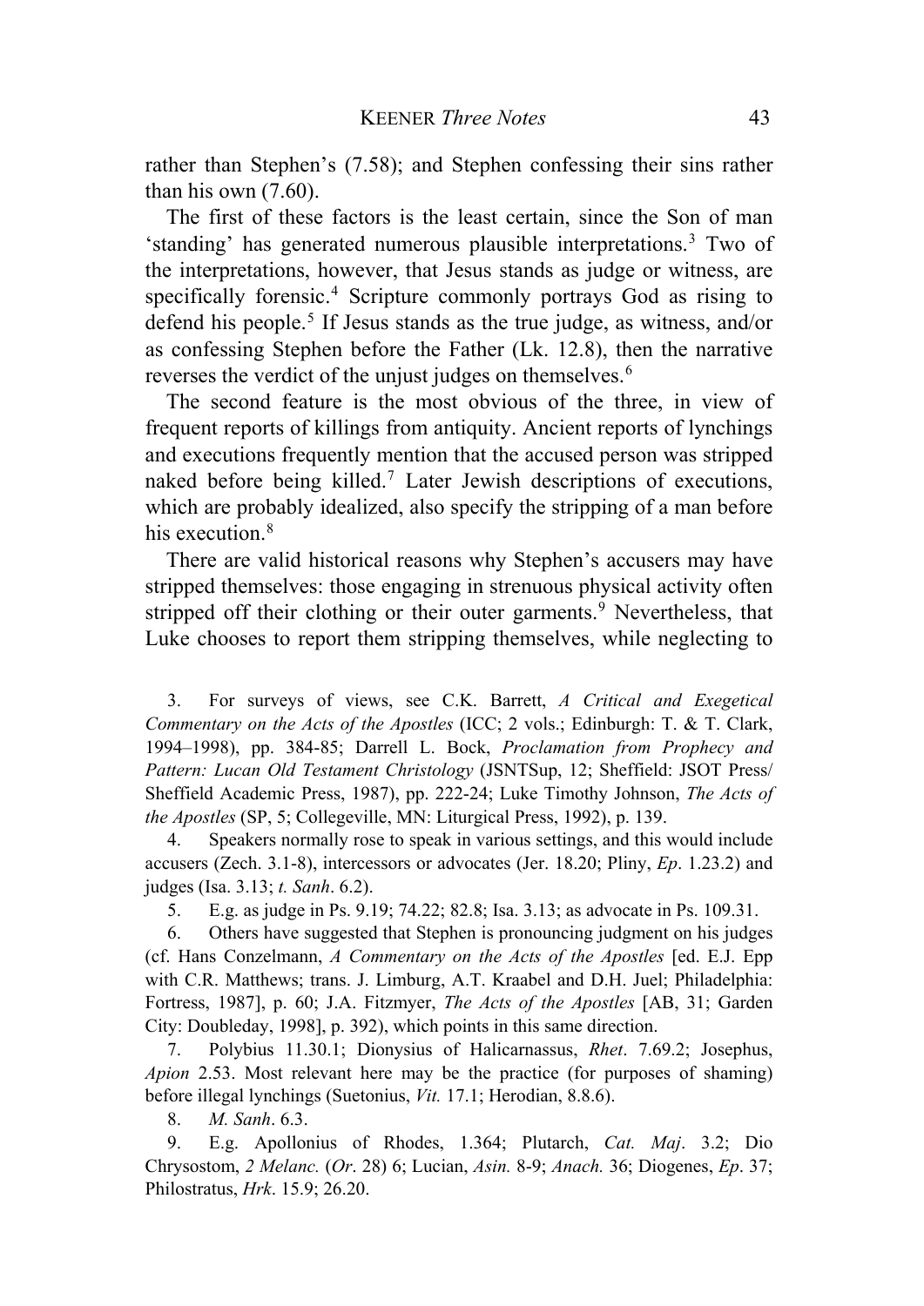rather than Stephen's (7.58); and Stephen confessing their sins rather than his own (7.60).

The first of these factors is the least certain, since the Son of man 'standing' has generated numerous plausible interpretations.[3] Two of the interpretations, however, that Jesus stands as judge or witness, are specifically forensic.[4] Scripture commonly portrays God as rising to defend his people.[5] If Jesus stands as the true judge, as witness, and/or as confessing Stephen before the Father (Lk. 12.8), then the narrative reverses the verdict of the unjust judges on themselves.[6]

The second feature is the most obvious of the three, in view of frequent reports of killings from antiquity. Ancient reports of lynchings and executions frequently mention that the accused person was stripped naked before being killed.[7] Later Jewish descriptions of executions, which are probably idealized, also specify the stripping of a man before his execution.[8]

There are valid historical reasons why Stephen's accusers may have stripped themselves: those engaging in strenuous physical activity often stripped off their clothing or their outer garments.[9] Nevertheless, that Luke chooses to report them stripping themselves, while neglecting to

3. For surveys of views, see C.K. Barrett, *A Critical and Exegetical Commentary on the Acts of the Apostles* (ICC; 2 vols.; Edinburgh: T. & T. Clark, 1994–1998), pp. 384-85; Darrell L. Bock, *Proclamation from Prophecy and Pattern: Lucan Old Testament Christology* (JSNTSup, 12; Sheffield: JSOT Press/ Sheffield Academic Press, 1987), pp. 222-24; Luke Timothy Johnson, *The Acts of the Apostles* (SP, 5; Collegeville, MN: Liturgical Press, 1992), p. 139.

4. Speakers normally rose to speak in various settings, and this would include accusers (Zech. 3.1-8), intercessors or advocates (Jer. 18.20; Pliny, *Ep*. 1.23.2) and judges (Isa. 3.13; *t. Sanh*. 6.2).

5. E.g. as judge in Ps. 9.19; 74.22; 82.8; Isa. 3.13; as advocate in Ps. 109.31.

6. Others have suggested that Stephen is pronouncing judgment on his judges (cf. Hans Conzelmann, *A Commentary on the Acts of the Apostles* [ed. E.J. Epp with C.R. Matthews; trans. J. Limburg, A.T. Kraabel and D.H. Juel; Philadelphia: Fortress, 1987], p. 60; J.A. Fitzmyer, *The Acts of the Apostles* [AB, 31; Garden City: Doubleday, 1998], p. 392), which points in this same direction.

7. Polybius 11.30.1; Dionysius of Halicarnassus, *Rhet*. 7.69.2; Josephus, *Apion* 2.53. Most relevant here may be the practice (for purposes of shaming) before illegal lynchings (Suetonius, *Vit.* 17.1; Herodian, 8.8.6).

8. *M. Sanh*. 6.3.

9. E.g. Apollonius of Rhodes, 1.364; Plutarch, *Cat. Maj*. 3.2; Dio Chrysostom, *2 Melanc.* (*Or*. 28) 6; Lucian, *Asin.* 8-9; *Anach.* 36; Diogenes, *Ep*. 37; Philostratus, *Hrk*. 15.9; 26.20.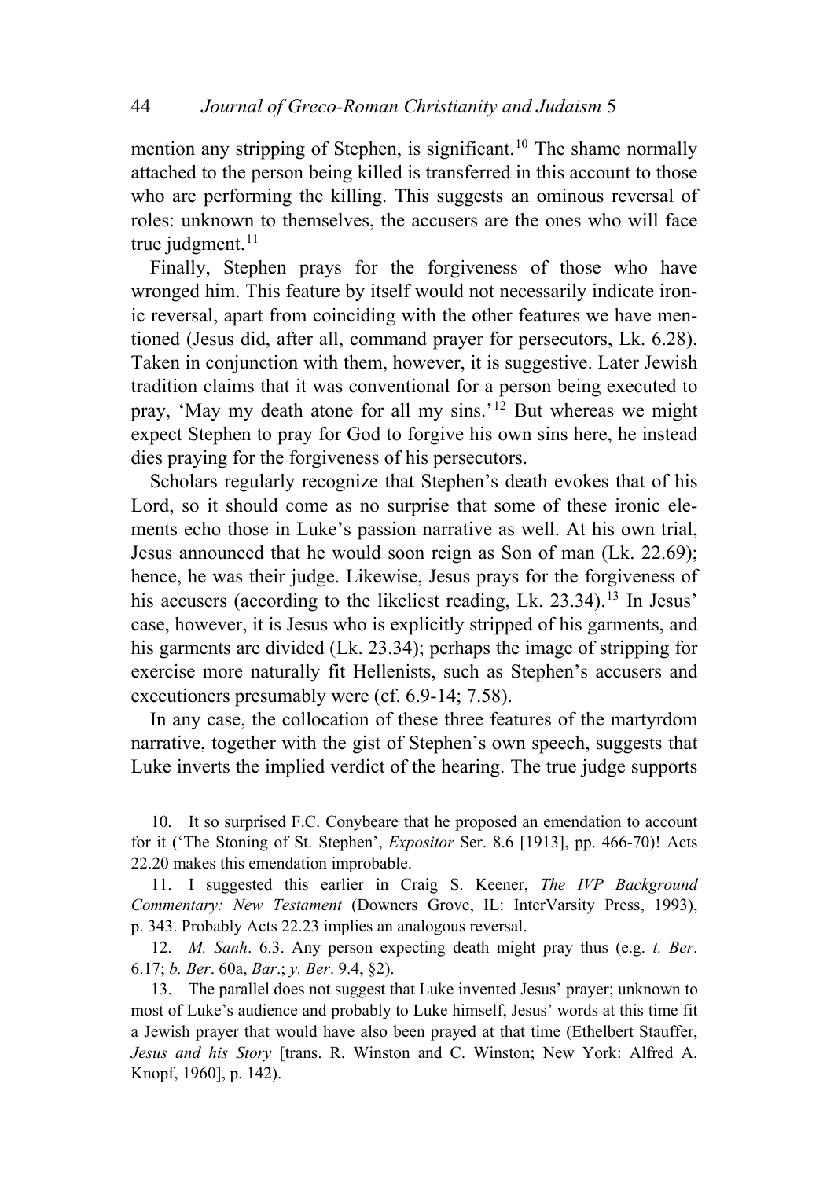mention any stripping of Stephen, is significant.[10] The shame normally attached to the person being killed is transferred in this account to those who are performing the killing. This suggests an ominous reversal of roles: unknown to themselves, the accusers are the ones who will face true judgment.[11]

Finally, Stephen prays for the forgiveness of those who have wronged him. This feature by itself would not necessarily indicate ironic reversal, apart from coinciding with the other features we have mentioned (Jesus did, after all, command prayer for persecutors, Lk. 6.28). Taken in conjunction with them, however, it is suggestive. Later Jewish tradition claims that it was conventional for a person being executed to pray, 'May my death atone for all my sins.'[12] But whereas we might expect Stephen to pray for God to forgive his own sins here, he instead dies praying for the forgiveness of his persecutors.

Scholars regularly recognize that Stephen's death evokes that of his Lord, so it should come as no surprise that some of these ironic elements echo those in Luke's passion narrative as well. At his own trial, Jesus announced that he would soon reign as Son of man (Lk. 22.69); hence, he was their judge. Likewise, Jesus prays for the forgiveness of his accusers (according to the likeliest reading, Lk. 23.34).[13] In Jesus' case, however, it is Jesus who is explicitly stripped of his garments, and his garments are divided (Lk. 23.34); perhaps the image of stripping for exercise more naturally fit Hellenists, such as Stephen's accusers and executioners presumably were (cf. 6.9-14; 7.58).

In any case, the collocation of these three features of the martyrdom narrative, together with the gist of Stephen's own speech, suggests that Luke inverts the implied verdict of the hearing. The true judge supports

10. It so surprised F.C. Conybeare that he proposed an emendation to account for it ('The Stoning of St. Stephen', *Expositor* Ser. 8.6 [1913], pp. 466-70)! Acts 22.20 makes this emendation improbable.

11. I suggested this earlier in Craig S. Keener, *The IVP Background Commentary: New Testament* (Downers Grove, IL: InterVarsity Press, 1993), p. 343. Probably Acts 22.23 implies an analogous reversal.

12. *M. Sanh*. 6.3. Any person expecting death might pray thus (e.g. *t. Ber*. 6.17; *b. Ber*. 60a, *Bar*.; *y. Ber*. 9.4, §2).

13. The parallel does not suggest that Luke invented Jesus' prayer; unknown to most of Luke's audience and probably to Luke himself, Jesus' words at this time fit a Jewish prayer that would have also been prayed at that time (Ethelbert Stauffer, *Jesus and his Story* [trans. R. Winston and C. Winston; New York: Alfred A. Knopf, 1960], p. 142).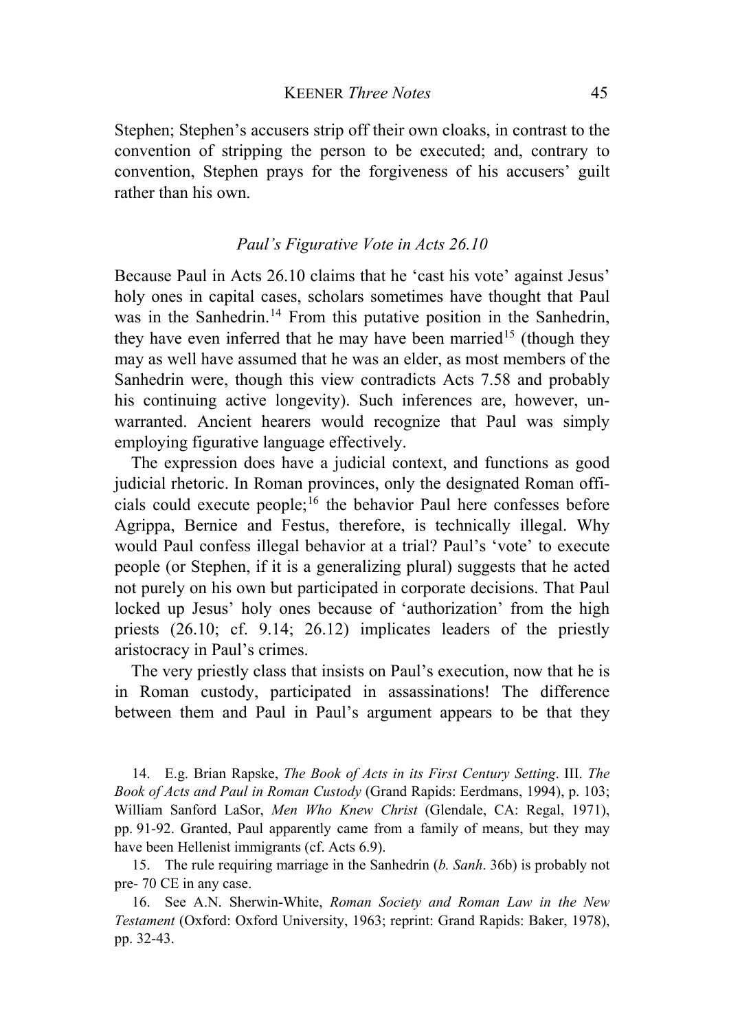Stephen; Stephen's accusers strip off their own cloaks, in contrast to the convention of stripping the person to be executed; and, contrary to convention, Stephen prays for the forgiveness of his accusers' guilt rather than his own.

### *Paul's Figurative Vote in Acts 26.10*

Because Paul in Acts 26.10 claims that he 'cast his vote' against Jesus' holy ones in capital cases, scholars sometimes have thought that Paul was in the Sanhedrin.[14] From this putative position in the Sanhedrin, they have even inferred that he may have been married[15] (though they may as well have assumed that he was an elder, as most members of the Sanhedrin were, though this view contradicts Acts 7.58 and probably his continuing active longevity). Such inferences are, however, unwarranted. Ancient hearers would recognize that Paul was simply employing figurative language effectively.

The expression does have a judicial context, and functions as good judicial rhetoric. In Roman provinces, only the designated Roman officials could execute people;[16] the behavior Paul here confesses before Agrippa, Bernice and Festus, therefore, is technically illegal. Why would Paul confess illegal behavior at a trial? Paul's 'vote' to execute people (or Stephen, if it is a generalizing plural) suggests that he acted not purely on his own but participated in corporate decisions. That Paul locked up Jesus' holy ones because of 'authorization' from the high priests (26.10; cf. 9.14; 26.12) implicates leaders of the priestly aristocracy in Paul's crimes.

The very priestly class that insists on Paul's execution, now that he is in Roman custody, participated in assassinations! The difference between them and Paul in Paul's argument appears to be that they

14. E.g. Brian Rapske, *The Book of Acts in its First Century Setting*. III. *The Book of Acts and Paul in Roman Custody* (Grand Rapids: Eerdmans, 1994), p. 103; William Sanford LaSor, *Men Who Knew Christ* (Glendale, CA: Regal, 1971), pp. 91-92. Granted, Paul apparently came from a family of means, but they may have been Hellenist immigrants (cf. Acts 6.9).

15. The rule requiring marriage in the Sanhedrin (*b. Sanh*. 36b) is probably not pre- 70 CE in any case.

16. See A.N. Sherwin-White, *Roman Society and Roman Law in the New Testament* (Oxford: Oxford University, 1963; reprint: Grand Rapids: Baker, 1978), pp. 32-43.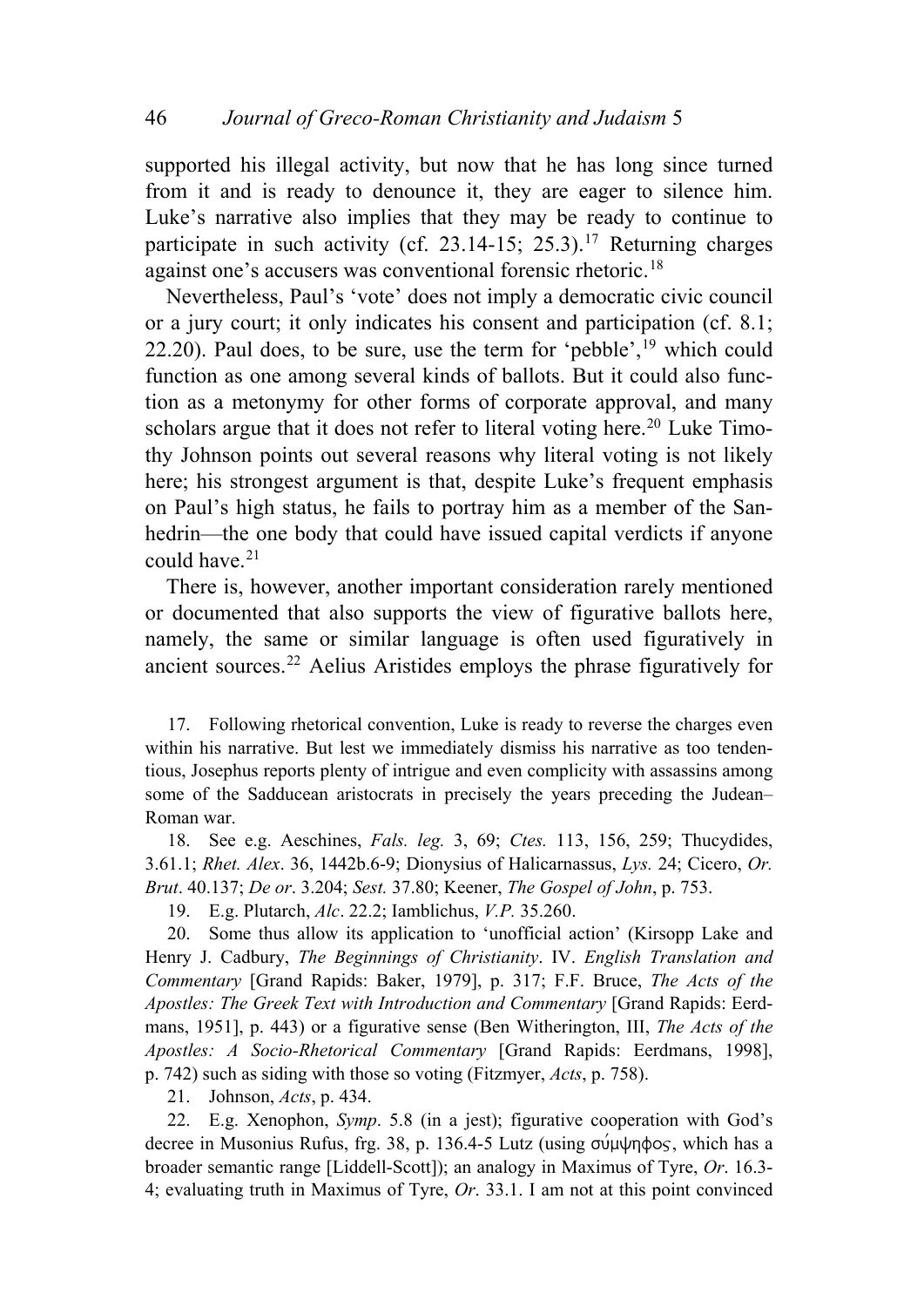supported his illegal activity, but now that he has long since turned from it and is ready to denounce it, they are eager to silence him. Luke's narrative also implies that they may be ready to continue to participate in such activity (cf. 23.14-15; 25.3).[17] Returning charges against one's accusers was conventional forensic rhetoric.[18]

Nevertheless, Paul's 'vote' does not imply a democratic civic council or a jury court; it only indicates his consent and participation (cf. 8.1; 22.20). Paul does, to be sure, use the term for 'pebble',[19] which could function as one among several kinds of ballots. But it could also function as a metonymy for other forms of corporate approval, and many scholars argue that it does not refer to literal voting here.[20] Luke Timothy Johnson points out several reasons why literal voting is not likely here; his strongest argument is that, despite Luke's frequent emphasis on Paul's high status, he fails to portray him as a member of the Sanhedrin—the one body that could have issued capital verdicts if anyone could have.[21]

There is, however, another important consideration rarely mentioned or documented that also supports the view of figurative ballots here, namely, the same or similar language is often used figuratively in ancient sources.[22] Aelius Aristides employs the phrase figuratively for

17. Following rhetorical convention, Luke is ready to reverse the charges even within his narrative. But lest we immediately dismiss his narrative as too tendentious, Josephus reports plenty of intrigue and even complicity with assassins among some of the Sadducean aristocrats in precisely the years preceding the Judean–Roman war.

18. See e.g. Aeschines, *Fals. leg.* 3, 69; *Ctes.* 113, 156, 259; Thucydides, 3.61.1; *Rhet. Alex*. 36, 1442b.6-9; Dionysius of Halicarnassus, *Lys.* 24; Cicero, *Or. Brut*. 40.137; *De or*. 3.204; *Sest.* 37.80; Keener, *The Gospel of John*, p. 753.

19. E.g. Plutarch, *Alc*. 22.2; Iamblichus, *V.P.* 35.260.

20. Some thus allow its application to 'unofficial action' (Kirsopp Lake and Henry J. Cadbury, *The Beginnings of Christianity*. IV. *English Translation and Commentary* [Grand Rapids: Baker, 1979], p. 317; F.F. Bruce, *The Acts of the Apostles: The Greek Text with Introduction and Commentary* [Grand Rapids: Eerdmans, 1951], p. 443) or a figurative sense (Ben Witherington, III, *The Acts of the Apostles: A Socio-Rhetorical Commentary* [Grand Rapids: Eerdmans, 1998], p. 742) such as siding with those so voting (Fitzmyer, *Acts*, p. 758).

21. Johnson, *Acts*, p. 434.

22. E.g. Xenophon, *Symp*. 5.8 (in a jest); figurative cooperation with God's decree in Musonius Rufus, frg. 38, p. 136.4-5 Lutz (using σύμψηφος, which has a broader semantic range [Liddell-Scott]); an analogy in Maximus of Tyre, *Or*. 16.3-4; evaluating truth in Maximus of Tyre, *Or*. 33.1. I am not at this point convinced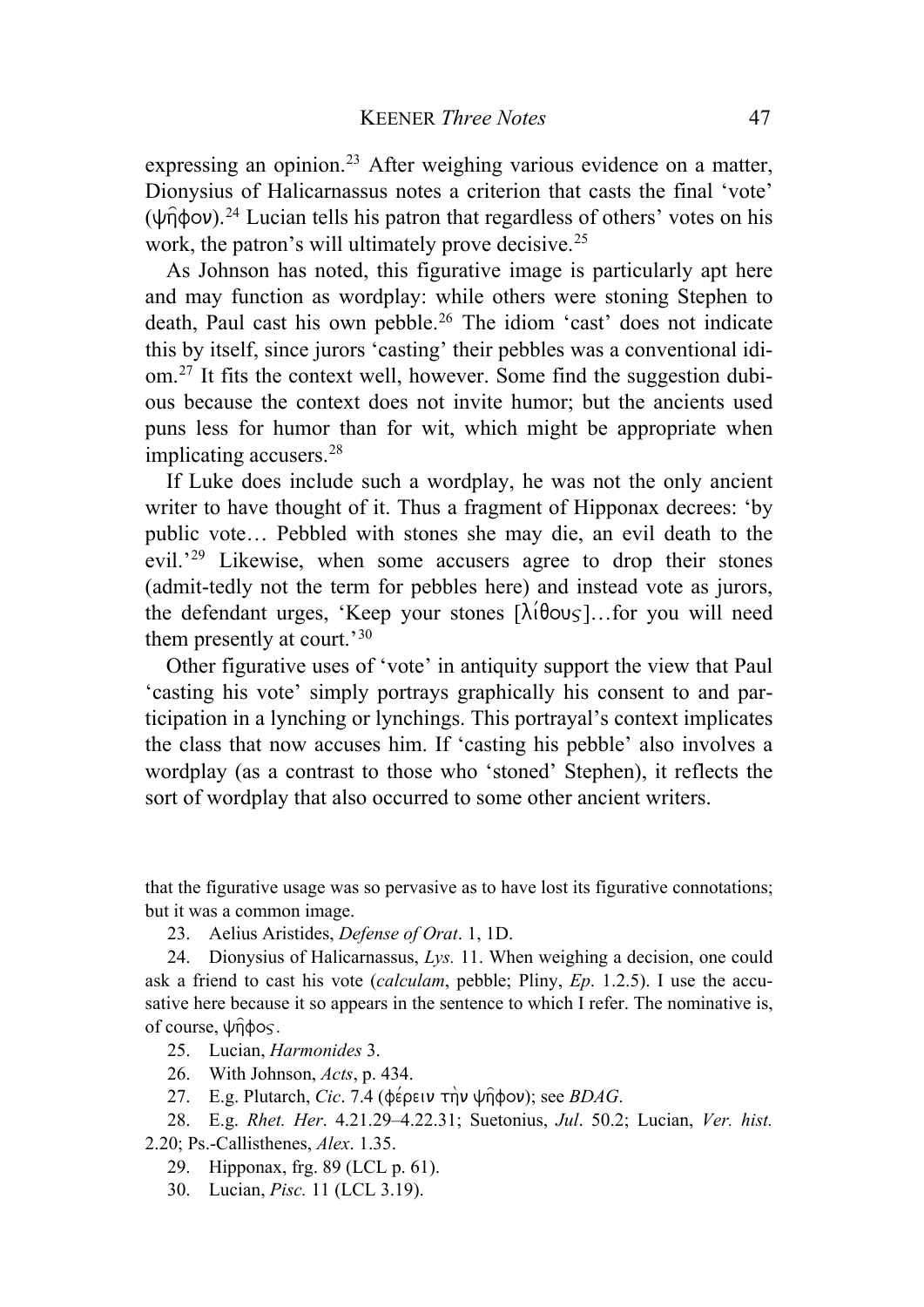expressing an opinion.[23] After weighing various evidence on a matter, Dionysius of Halicarnassus notes a criterion that casts the final 'vote' (ψῆφον).[24] Lucian tells his patron that regardless of others' votes on his work, the patron's will ultimately prove decisive.[25]

As Johnson has noted, this figurative image is particularly apt here and may function as wordplay: while others were stoning Stephen to death, Paul cast his own pebble.[26] The idiom 'cast' does not indicate this by itself, since jurors 'casting' their pebbles was a conventional idiom.[27] It fits the context well, however. Some find the suggestion dubious because the context does not invite humor; but the ancients used puns less for humor than for wit, which might be appropriate when implicating accusers.[28]

If Luke does include such a wordplay, he was not the only ancient writer to have thought of it. Thus a fragment of Hipponax decrees: 'by public vote… Pebbled with stones she may die, an evil death to the evil.'[29] Likewise, when some accusers agree to drop their stones (admit-tedly not the term for pebbles here) and instead vote as jurors, the defendant urges, 'Keep your stones [λίθους]…for you will need them presently at court.'[30]

Other figurative uses of 'vote' in antiquity support the view that Paul 'casting his vote' simply portrays graphically his consent to and participation in a lynching or lynchings. This portrayal's context implicates the class that now accuses him. If 'casting his pebble' also involves a wordplay (as a contrast to those who 'stoned' Stephen), it reflects the sort of wordplay that also occurred to some other ancient writers.

---

that the figurative usage was so pervasive as to have lost its figurative connotations; but it was a common image.

23. Aelius Aristides, *Defense of Orat*. 1, 1D.

24. Dionysius of Halicarnassus, *Lys.* 11. When weighing a decision, one could ask a friend to cast his vote (*calculam*, pebble; Pliny, *Ep*. 1.2.5). I use the accusative here because it so appears in the sentence to which I refer. The nominative is, of course, ψῆφος.

25. Lucian, *Harmonides* 3.

26. With Johnson, *Acts*, p. 434.

27. E.g. Plutarch, *Cic*. 7.4 (φέρειν τὴν ψῆφον); see *BDAG*.

28. E.g. *Rhet. Her*. 4.21.29–4.22.31; Suetonius, *Jul*. 50.2; Lucian, *Ver. hist.* 2.20; Ps.-Callisthenes, *Alex*. 1.35.

29. Hipponax, frg. 89 (LCL p. 61).

30. Lucian, *Pisc.* 11 (LCL 3.19).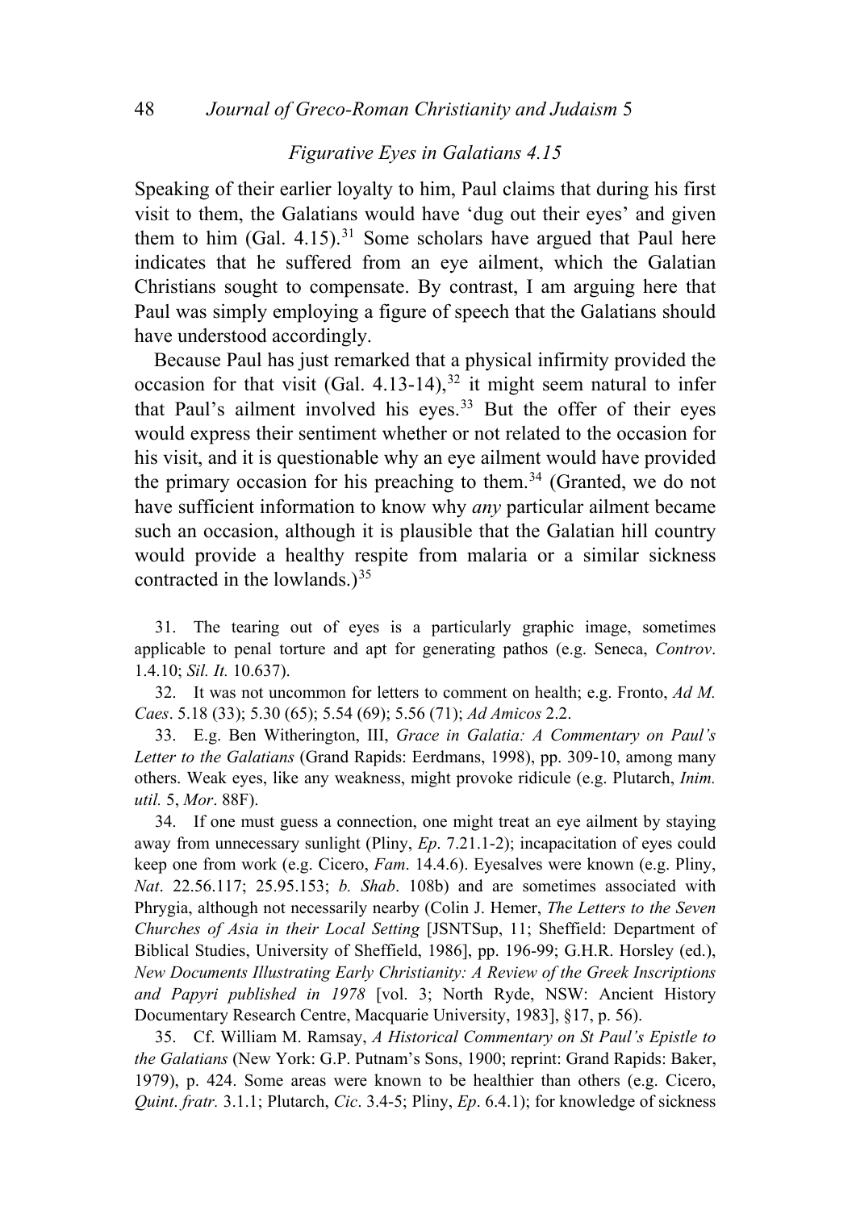*Figurative Eyes in Galatians 4.15*

Speaking of their earlier loyalty to him, Paul claims that during his first visit to them, the Galatians would have 'dug out their eyes' and given them to him (Gal. 4.15).[31] Some scholars have argued that Paul here indicates that he suffered from an eye ailment, which the Galatian Christians sought to compensate. By contrast, I am arguing here that Paul was simply employing a figure of speech that the Galatians should have understood accordingly.

Because Paul has just remarked that a physical infirmity provided the occasion for that visit (Gal. 4.13-14),[32] it might seem natural to infer that Paul's ailment involved his eyes.[33] But the offer of their eyes would express their sentiment whether or not related to the occasion for his visit, and it is questionable why an eye ailment would have provided the primary occasion for his preaching to them.[34] (Granted, we do not have sufficient information to know why *any* particular ailment became such an occasion, although it is plausible that the Galatian hill country would provide a healthy respite from malaria or a similar sickness contracted in the lowlands.)[35]

31. The tearing out of eyes is a particularly graphic image, sometimes applicable to penal torture and apt for generating pathos (e.g. Seneca, *Controv*. 1.4.10; *Sil. It.* 10.637).

32. It was not uncommon for letters to comment on health; e.g. Fronto, *Ad M. Caes*. 5.18 (33); 5.30 (65); 5.54 (69); 5.56 (71); *Ad Amicos* 2.2.

33. E.g. Ben Witherington, III, *Grace in Galatia: A Commentary on Paul's Letter to the Galatians* (Grand Rapids: Eerdmans, 1998), pp. 309-10, among many others. Weak eyes, like any weakness, might provoke ridicule (e.g. Plutarch, *Inim. util.* 5, *Mor*. 88F).

34. If one must guess a connection, one might treat an eye ailment by staying away from unnecessary sunlight (Pliny, *Ep*. 7.21.1-2); incapacitation of eyes could keep one from work (e.g. Cicero, *Fam*. 14.4.6). Eyesalves were known (e.g. Pliny, *Nat*. 22.56.117; 25.95.153; *b. Shab*. 108b) and are sometimes associated with Phrygia, although not necessarily nearby (Colin J. Hemer, *The Letters to the Seven Churches of Asia in their Local Setting* [JSNTSup, 11; Sheffield: Department of Biblical Studies, University of Sheffield, 1986], pp. 196-99; G.H.R. Horsley (ed.), *New Documents Illustrating Early Christianity: A Review of the Greek Inscriptions and Papyri published in 1978* [vol. 3; North Ryde, NSW: Ancient History Documentary Research Centre, Macquarie University, 1983], §17, p. 56).

35. Cf. William M. Ramsay, *A Historical Commentary on St Paul's Epistle to the Galatians* (New York: G.P. Putnam's Sons, 1900; reprint: Grand Rapids: Baker, 1979), p. 424. Some areas were known to be healthier than others (e.g. Cicero, *Quint. fratr.* 3.1.1; Plutarch, *Cic*. 3.4-5; Pliny, *Ep*. 6.4.1); for knowledge of sickness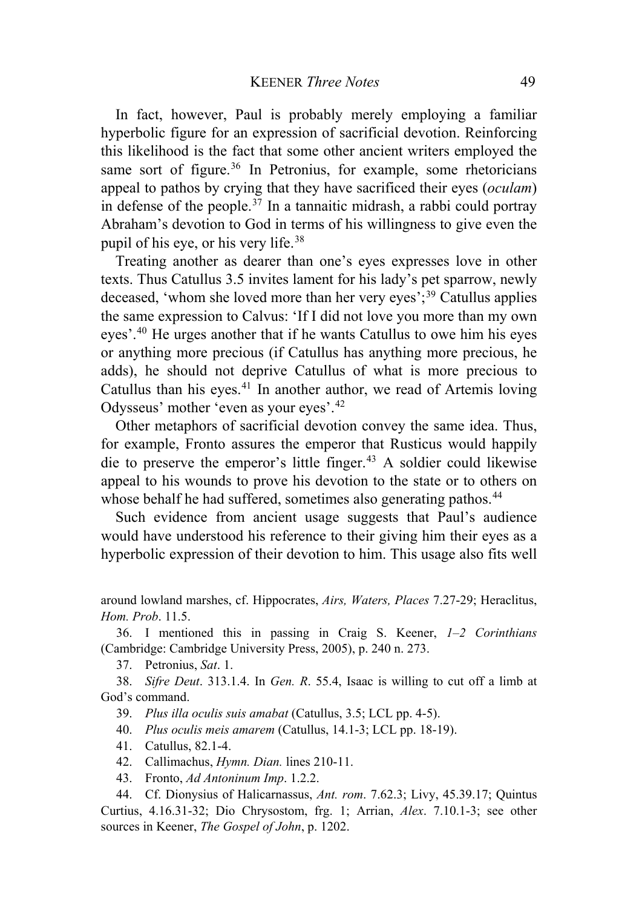In fact, however, Paul is probably merely employing a familiar hyperbolic figure for an expression of sacrificial devotion. Reinforcing this likelihood is the fact that some other ancient writers employed the same sort of figure.[36] In Petronius, for example, some rhetoricians appeal to pathos by crying that they have sacrificed their eyes (*oculam*) in defense of the people.[37] In a tannaitic midrash, a rabbi could portray Abraham's devotion to God in terms of his willingness to give even the pupil of his eye, or his very life.[38]

Treating another as dearer than one's eyes expresses love in other texts. Thus Catullus 3.5 invites lament for his lady's pet sparrow, newly deceased, 'whom she loved more than her very eyes';[39] Catullus applies the same expression to Calvus: 'If I did not love you more than my own eyes'.[40] He urges another that if he wants Catullus to owe him his eyes or anything more precious (if Catullus has anything more precious, he adds), he should not deprive Catullus of what is more precious to Catullus than his eyes.[41] In another author, we read of Artemis loving Odysseus' mother 'even as your eyes'.[42]

Other metaphors of sacrificial devotion convey the same idea. Thus, for example, Fronto assures the emperor that Rusticus would happily die to preserve the emperor's little finger.[43] A soldier could likewise appeal to his wounds to prove his devotion to the state or to others on whose behalf he had suffered, sometimes also generating pathos.[44]

Such evidence from ancient usage suggests that Paul's audience would have understood his reference to their giving him their eyes as a hyperbolic expression of their devotion to him. This usage also fits well

around lowland marshes, cf. Hippocrates, *Airs, Waters, Places* 7.27-29; Heraclitus, *Hom. Prob*. 11.5.

36. I mentioned this in passing in Craig S. Keener, *1–2 Corinthians* (Cambridge: Cambridge University Press, 2005), p. 240 n. 273.

37. Petronius, *Sat*. 1.

38. *Sifre Deut*. 313.1.4. In *Gen. R*. 55.4, Isaac is willing to cut off a limb at God's command.

39. *Plus illa oculis suis amabat* (Catullus, 3.5; LCL pp. 4-5).

40. *Plus oculis meis amarem* (Catullus, 14.1-3; LCL pp. 18-19).

41. Catullus, 82.1-4.

42. Callimachus, *Hymn. Dian.* lines 210-11.

43. Fronto, *Ad Antoninum Imp*. 1.2.2.

44. Cf. Dionysius of Halicarnassus, *Ant. rom*. 7.62.3; Livy, 45.39.17; Quintus Curtius, 4.16.31-32; Dio Chrysostom, frg. 1; Arrian, *Alex*. 7.10.1-3; see other sources in Keener, *The Gospel of John*, p. 1202.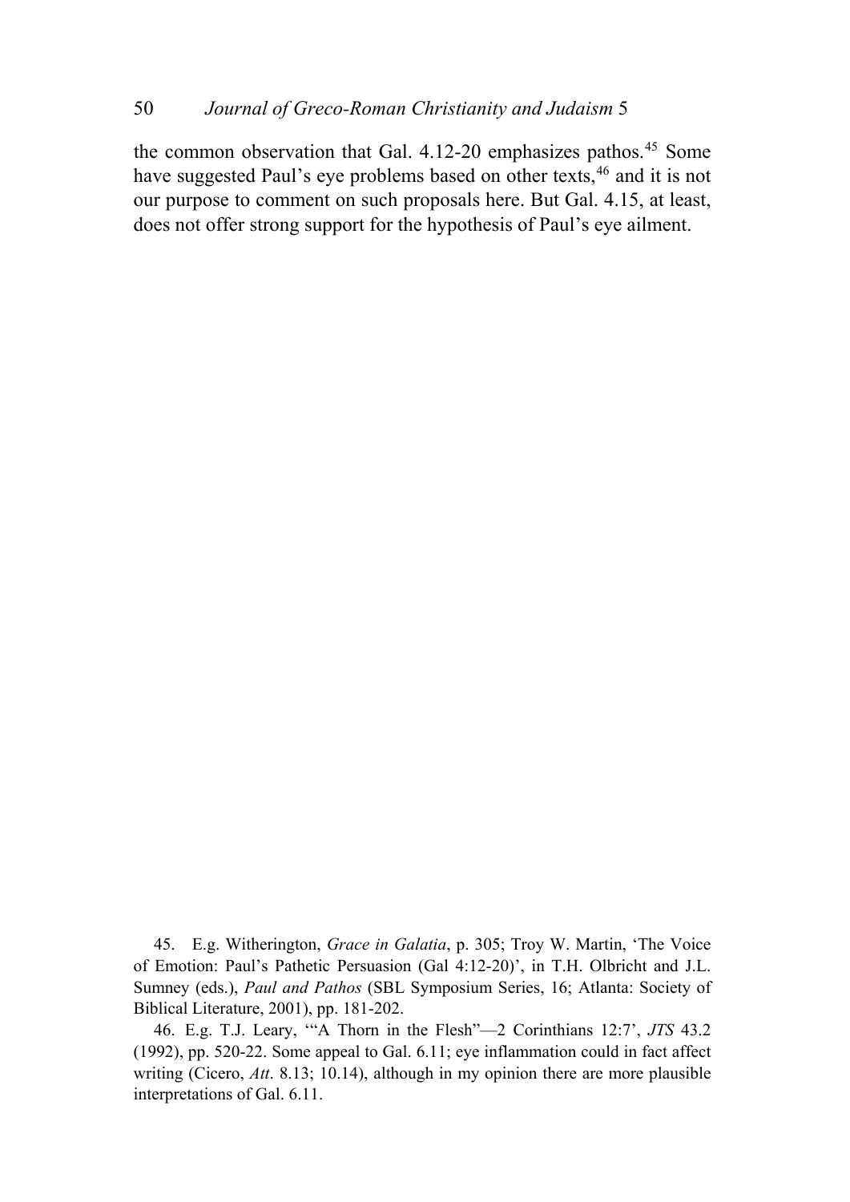the common observation that Gal. 4.12-20 emphasizes pathos.[45] Some have suggested Paul's eye problems based on other texts,[46] and it is not our purpose to comment on such proposals here. But Gal. 4.15, at least, does not offer strong support for the hypothesis of Paul's eye ailment.

45. E.g. Witherington, *Grace in Galatia*, p. 305; Troy W. Martin, 'The Voice of Emotion: Paul's Pathetic Persuasion (Gal 4:12-20)', in T.H. Olbricht and J.L. Sumney (eds.), *Paul and Pathos* (SBL Symposium Series, 16; Atlanta: Society of Biblical Literature, 2001), pp. 181-202.

46. E.g. T.J. Leary, '"A Thorn in the Flesh"—2 Corinthians 12:7', *JTS* 43.2 (1992), pp. 520-22. Some appeal to Gal. 6.11; eye inflammation could in fact affect writing (Cicero, *Att*. 8.13; 10.14), although in my opinion there are more plausible interpretations of Gal. 6.11.